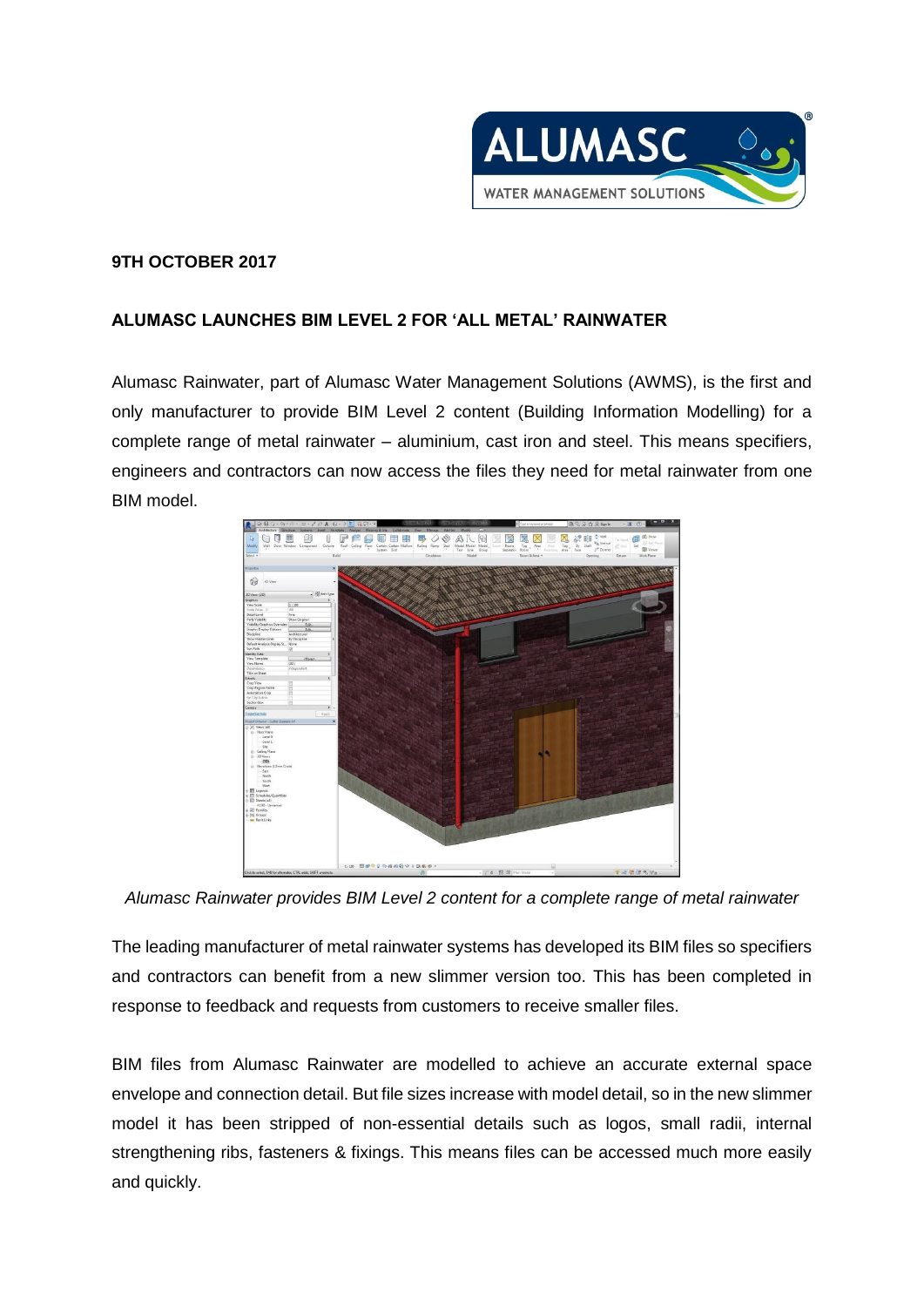**9TH OCTOBER 2017**

**ALUMASC LAUNCHES BIM LEVEL 2 FOR 'ALL METAL' RAINWATER**

Alumasc Rainwater, part of Alumasc Water Management Solutions (AWMS), is the first and only manufacturer to provide BIM Level 2 content (Building Information Modelling) for a complete range of metal rainwater – aluminium, cast iron and steel. This means specifiers, engineers and contractors can now access the files they need for metal rainwater from one BIM model.

*Alumasc Rainwater provides BIM Level 2 content for a complete range of metal rainwater*

The leading manufacturer of metal rainwater systems has developed its BIM files so specifiers and contractors can benefit from a new slimmer version too. This has been completed in response to feedback and requests from customers to receive smaller files.

BIM files from Alumasc Rainwater are modelled to achieve an accurate external space envelope and connection detail. But file sizes increase with model detail, so in the new slimmer model it has been stripped of non-essential details such as logos, small radii, internal strengthening ribs, fasteners & fixings. This means files can be accessed much more easily and quickly.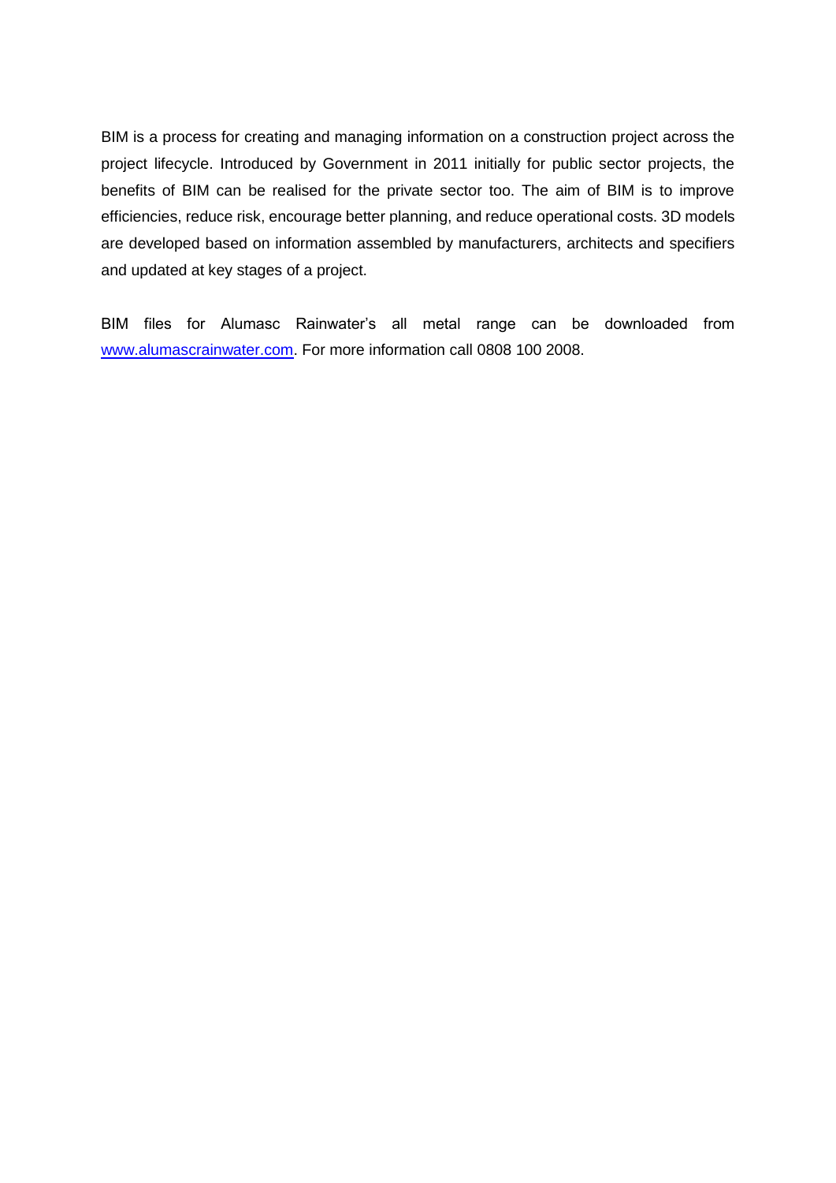BIM is a process for creating and managing information on a construction project across the project lifecycle. Introduced by Government in 2011 initially for public sector projects, the benefits of BIM can be realised for the private sector too. The aim of BIM is to improve efficiencies, reduce risk, encourage better planning, and reduce operational costs. 3D models are developed based on information assembled by manufacturers, architects and specifiers and updated at key stages of a project.

BIM files for Alumasc Rainwater's all metal range can be downloaded from [www.alumascrainwater.com](http://www.alumascrainwater.com). For more information call 0808 100 2008.